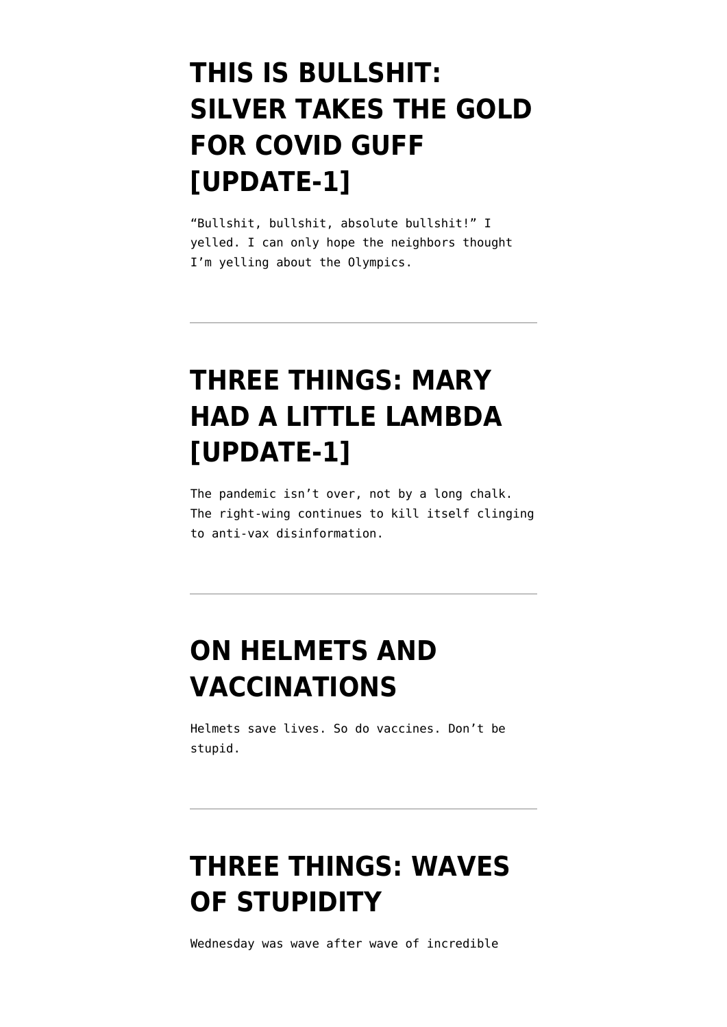# THIS IS BULLSHIT: SILVER TAKES THE GOLD FOR COVID GUFF [UPDATE-1]

"Bullshit, bullshit, absolute bullshit!" I yelled. I can only hope the neighbors thought I'm yelling about the Olympics.

---

# THREE THINGS: MARY HAD A LITTLE LAMBDA [UPDATE-1]

The pandemic isn't over, not by a long chalk. The right-wing continues to kill itself clinging to anti-vax disinformation.

---

# ON HELMETS AND VACCINATIONS

Helmets save lives. So do vaccines. Don't be stupid.

---

# THREE THINGS: WAVES OF STUPIDITY

Wednesday was wave after wave of incredible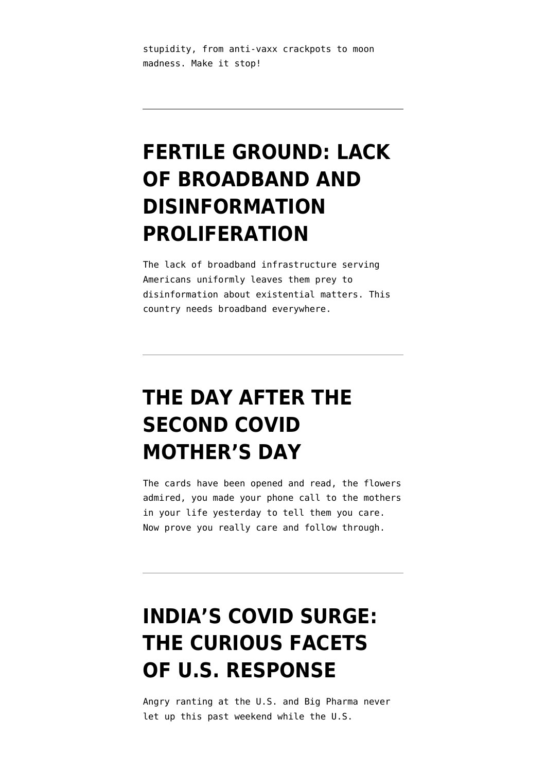stupidity, from anti-vaxx crackpots to moon madness. Make it stop!

---

# FERTILE GROUND: LACK OF BROADBAND AND DISINFORMATION PROLIFERATION

The lack of broadband infrastructure serving Americans uniformly leaves them prey to disinformation about existential matters. This country needs broadband everywhere.

---

# THE DAY AFTER THE SECOND COVID MOTHER'S DAY

The cards have been opened and read, the flowers admired, you made your phone call to the mothers in your life yesterday to tell them you care. Now prove you really care and follow through.

---

# INDIA'S COVID SURGE: THE CURIOUS FACETS OF U.S. RESPONSE

Angry ranting at the U.S. and Big Pharma never let up this past weekend while the U.S.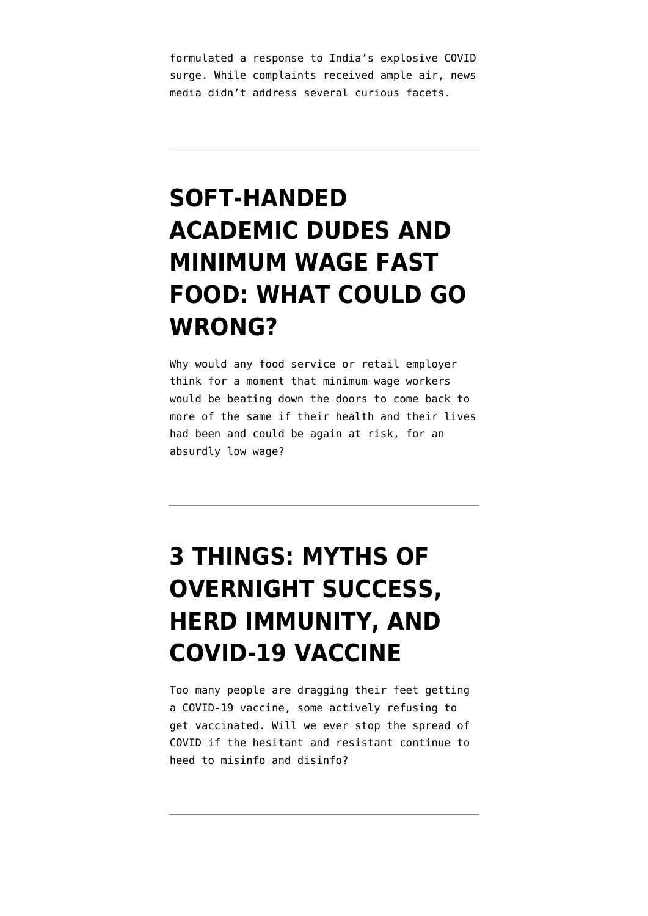formulated a response to India's explosive COVID surge. While complaints received ample air, news media didn't address several curious facets.

---

## SOFT-HANDED ACADEMIC DUDES AND MINIMUM WAGE FAST FOOD: WHAT COULD GO WRONG?

Why would any food service or retail employer think for a moment that minimum wage workers would be beating down the doors to come back to more of the same if their health and their lives had been and could be again at risk, for an absurdly low wage?

---

## 3 THINGS: MYTHS OF OVERNIGHT SUCCESS, HERD IMMUNITY, AND COVID-19 VACCINE

Too many people are dragging their feet getting a COVID-19 vaccine, some actively refusing to get vaccinated. Will we ever stop the spread of COVID if the hesitant and resistant continue to heed to misinfo and disinfo?

---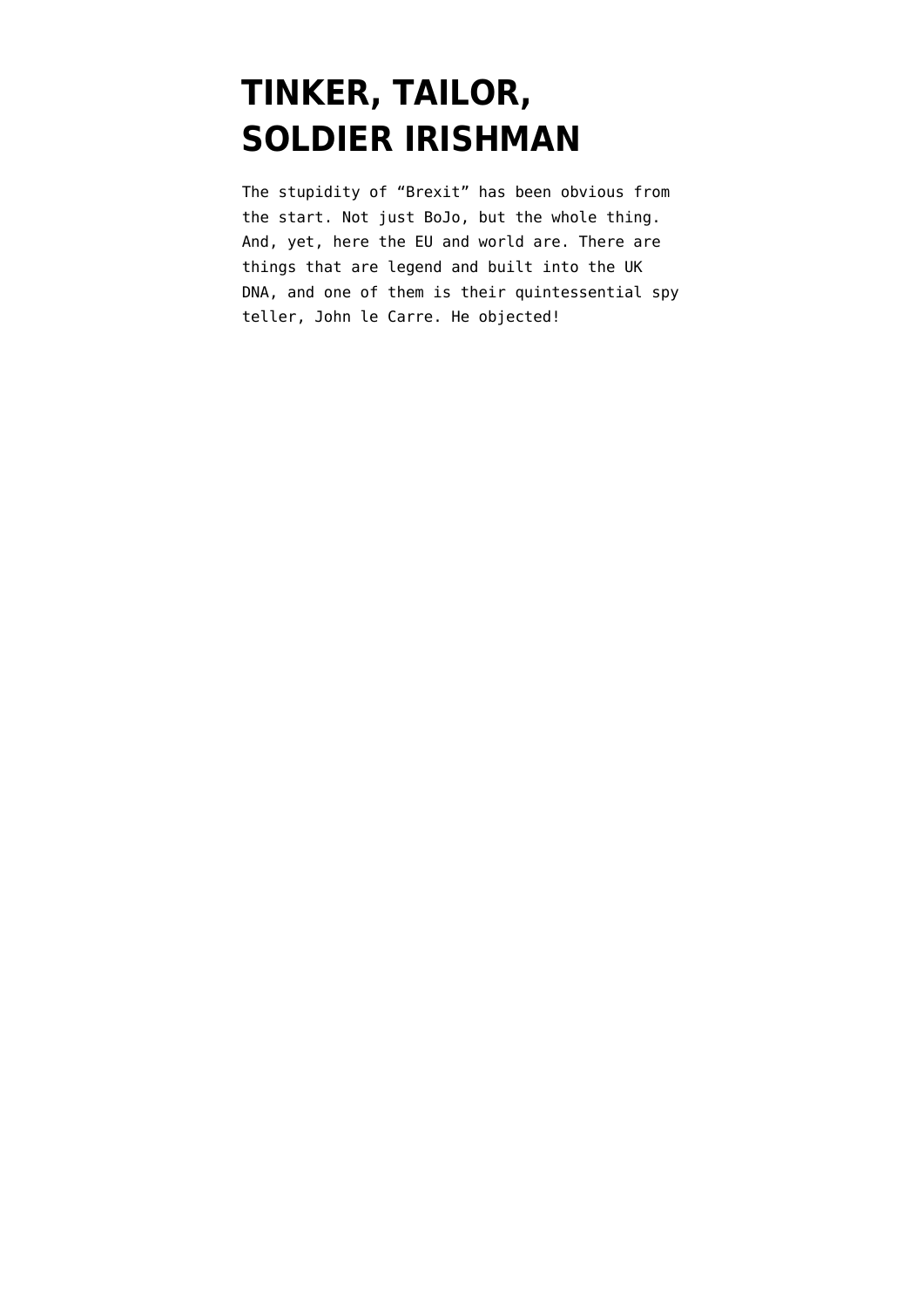# TINKER, TAILOR, SOLDIER IRISHMAN

The stupidity of “Brexit” has been obvious from the start. Not just BoJo, but the whole thing. And, yet, here the EU and world are. There are things that are legend and built into the UK DNA, and one of them is their quintessential spy teller, John le Carre. He objected!